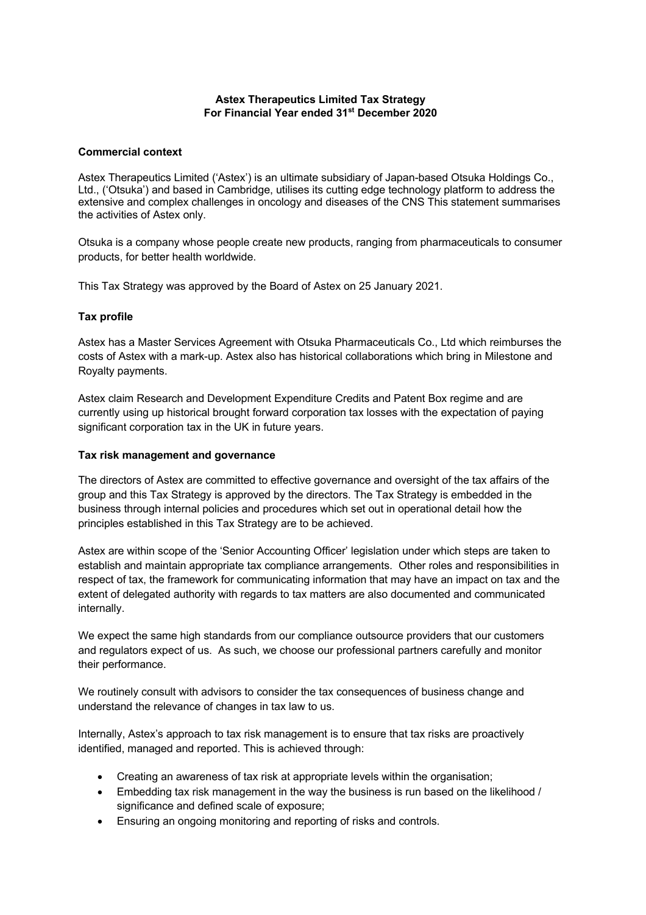# Astex Therapeutics Limited Tax Strategy
# For Financial Year ended 31st December 2020

## Commercial context

Astex Therapeutics Limited ('Astex') is an ultimate subsidiary of Japan-based Otsuka Holdings Co., Ltd., ('Otsuka') and based in Cambridge, utilises its cutting edge technology platform to address the extensive and complex challenges in oncology and diseases of the CNS This statement summarises the activities of Astex only.

Otsuka is a company whose people create new products, ranging from pharmaceuticals to consumer products, for better health worldwide.

This Tax Strategy was approved by the Board of Astex on 25 January 2021.

## Tax profile

Astex has a Master Services Agreement with Otsuka Pharmaceuticals Co., Ltd which reimburses the costs of Astex with a mark-up. Astex also has historical collaborations which bring in Milestone and Royalty payments.

Astex claim Research and Development Expenditure Credits and Patent Box regime and are currently using up historical brought forward corporation tax losses with the expectation of paying significant corporation tax in the UK in future years.

## Tax risk management and governance

The directors of Astex are committed to effective governance and oversight of the tax affairs of the group and this Tax Strategy is approved by the directors. The Tax Strategy is embedded in the business through internal policies and procedures which set out in operational detail how the principles established in this Tax Strategy are to be achieved.

Astex are within scope of the 'Senior Accounting Officer' legislation under which steps are taken to establish and maintain appropriate tax compliance arrangements. Other roles and responsibilities in respect of tax, the framework for communicating information that may have an impact on tax and the extent of delegated authority with regards to tax matters are also documented and communicated internally.

We expect the same high standards from our compliance outsource providers that our customers and regulators expect of us. As such, we choose our professional partners carefully and monitor their performance.

We routinely consult with advisors to consider the tax consequences of business change and understand the relevance of changes in tax law to us.

Internally, Astex's approach to tax risk management is to ensure that tax risks are proactively identified, managed and reported. This is achieved through:

- Creating an awareness of tax risk at appropriate levels within the organisation;
- Embedding tax risk management in the way the business is run based on the likelihood / significance and defined scale of exposure;
- Ensuring an ongoing monitoring and reporting of risks and controls.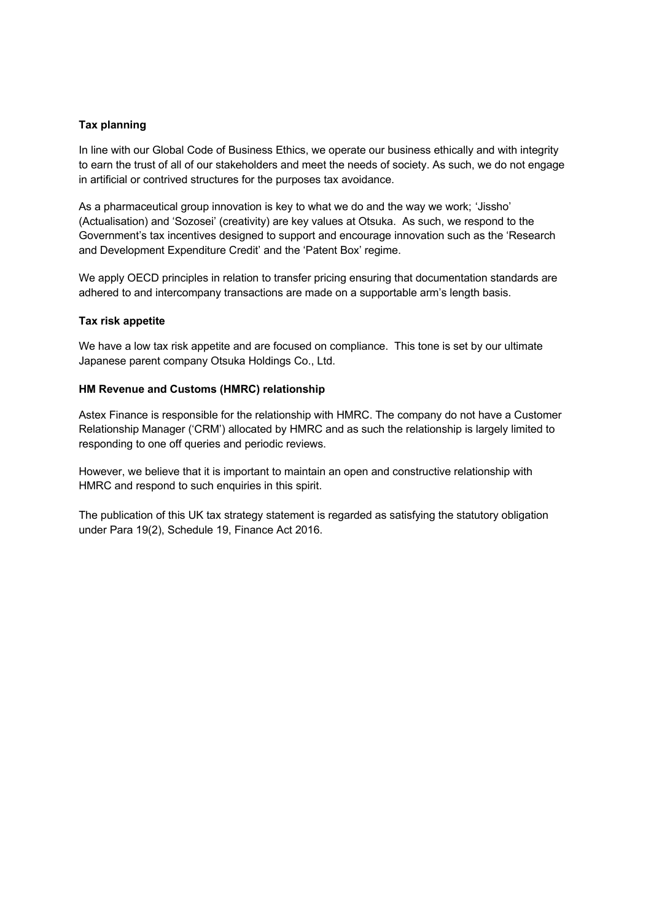**Tax planning**

In line with our Global Code of Business Ethics, we operate our business ethically and with integrity to earn the trust of all of our stakeholders and meet the needs of society. As such, we do not engage in artificial or contrived structures for the purposes tax avoidance.

As a pharmaceutical group innovation is key to what we do and the way we work; 'Jissho' (Actualisation) and 'Sozosei' (creativity) are key values at Otsuka. As such, we respond to the Government's tax incentives designed to support and encourage innovation such as the 'Research and Development Expenditure Credit' and the 'Patent Box' regime.

We apply OECD principles in relation to transfer pricing ensuring that documentation standards are adhered to and intercompany transactions are made on a supportable arm's length basis.

**Tax risk appetite**

We have a low tax risk appetite and are focused on compliance. This tone is set by our ultimate Japanese parent company Otsuka Holdings Co., Ltd.

**HM Revenue and Customs (HMRC) relationship**

Astex Finance is responsible for the relationship with HMRC. The company do not have a Customer Relationship Manager ('CRM') allocated by HMRC and as such the relationship is largely limited to responding to one off queries and periodic reviews.

However, we believe that it is important to maintain an open and constructive relationship with HMRC and respond to such enquiries in this spirit.

The publication of this UK tax strategy statement is regarded as satisfying the statutory obligation under Para 19(2), Schedule 19, Finance Act 2016.